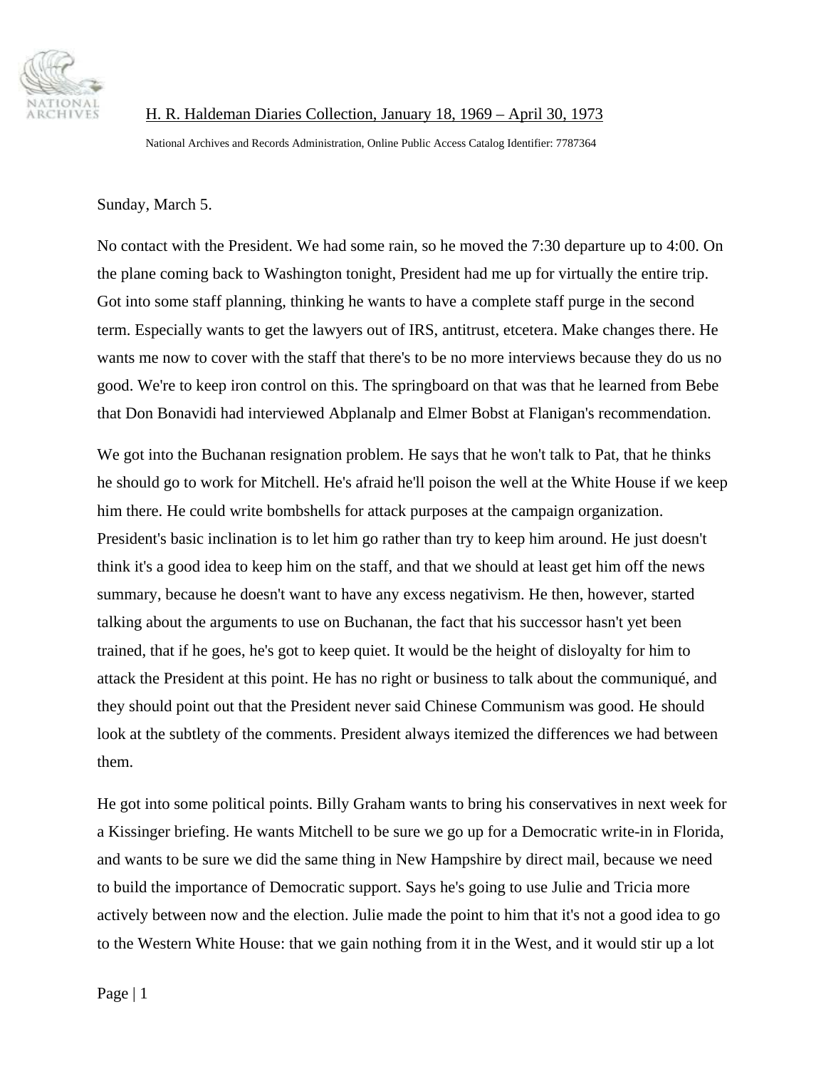H. R. Haldeman Diaries Collection, January 18, 1969 – April 30, 1973

National Archives and Records Administration, Online Public Access Catalog Identifier: 7787364

Sunday, March 5.

No contact with the President. We had some rain, so he moved the 7:30 departure up to 4:00. On the plane coming back to Washington tonight, President had me up for virtually the entire trip. Got into some staff planning, thinking he wants to have a complete staff purge in the second term. Especially wants to get the lawyers out of IRS, antitrust, etcetera. Make changes there. He wants me now to cover with the staff that there's to be no more interviews because they do us no good. We're to keep iron control on this. The springboard on that was that he learned from Bebe that Don Bonavidi had interviewed Abplanalp and Elmer Bobst at Flanigan's recommendation.

We got into the Buchanan resignation problem. He says that he won't talk to Pat, that he thinks he should go to work for Mitchell. He's afraid he'll poison the well at the White House if we keep him there. He could write bombshells for attack purposes at the campaign organization. President's basic inclination is to let him go rather than try to keep him around. He just doesn't think it's a good idea to keep him on the staff, and that we should at least get him off the news summary, because he doesn't want to have any excess negativism. He then, however, started talking about the arguments to use on Buchanan, the fact that his successor hasn't yet been trained, that if he goes, he's got to keep quiet. It would be the height of disloyalty for him to attack the President at this point. He has no right or business to talk about the communiqué, and they should point out that the President never said Chinese Communism was good. He should look at the subtlety of the comments. President always itemized the differences we had between them.

He got into some political points. Billy Graham wants to bring his conservatives in next week for a Kissinger briefing. He wants Mitchell to be sure we go up for a Democratic write-in in Florida, and wants to be sure we did the same thing in New Hampshire by direct mail, because we need to build the importance of Democratic support. Says he's going to use Julie and Tricia more actively between now and the election. Julie made the point to him that it's not a good idea to go to the Western White House: that we gain nothing from it in the West, and it would stir up a lot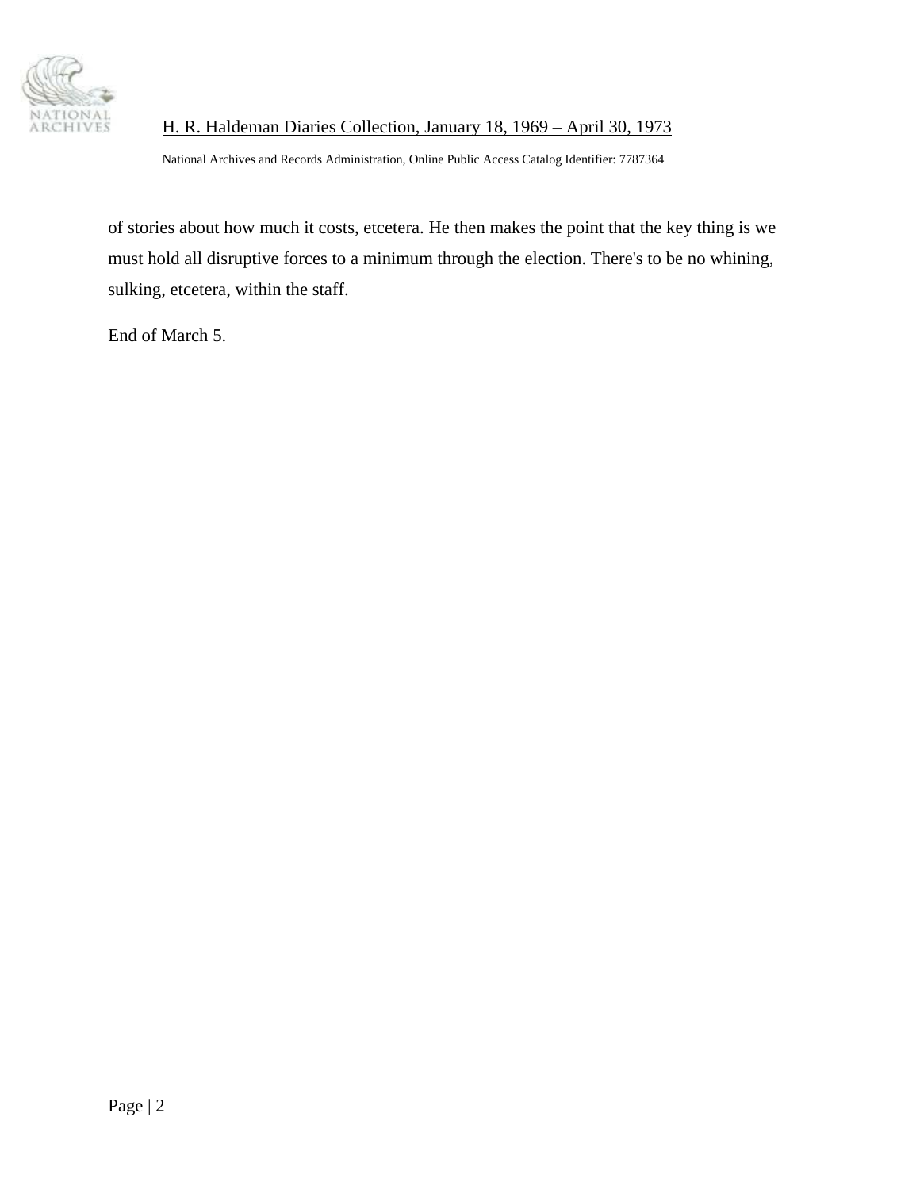of stories about how much it costs, etcetera. He then makes the point that the key thing is we must hold all disruptive forces to a minimum through the election. There's to be no whining, sulking, etcetera, within the staff.

End of March 5.